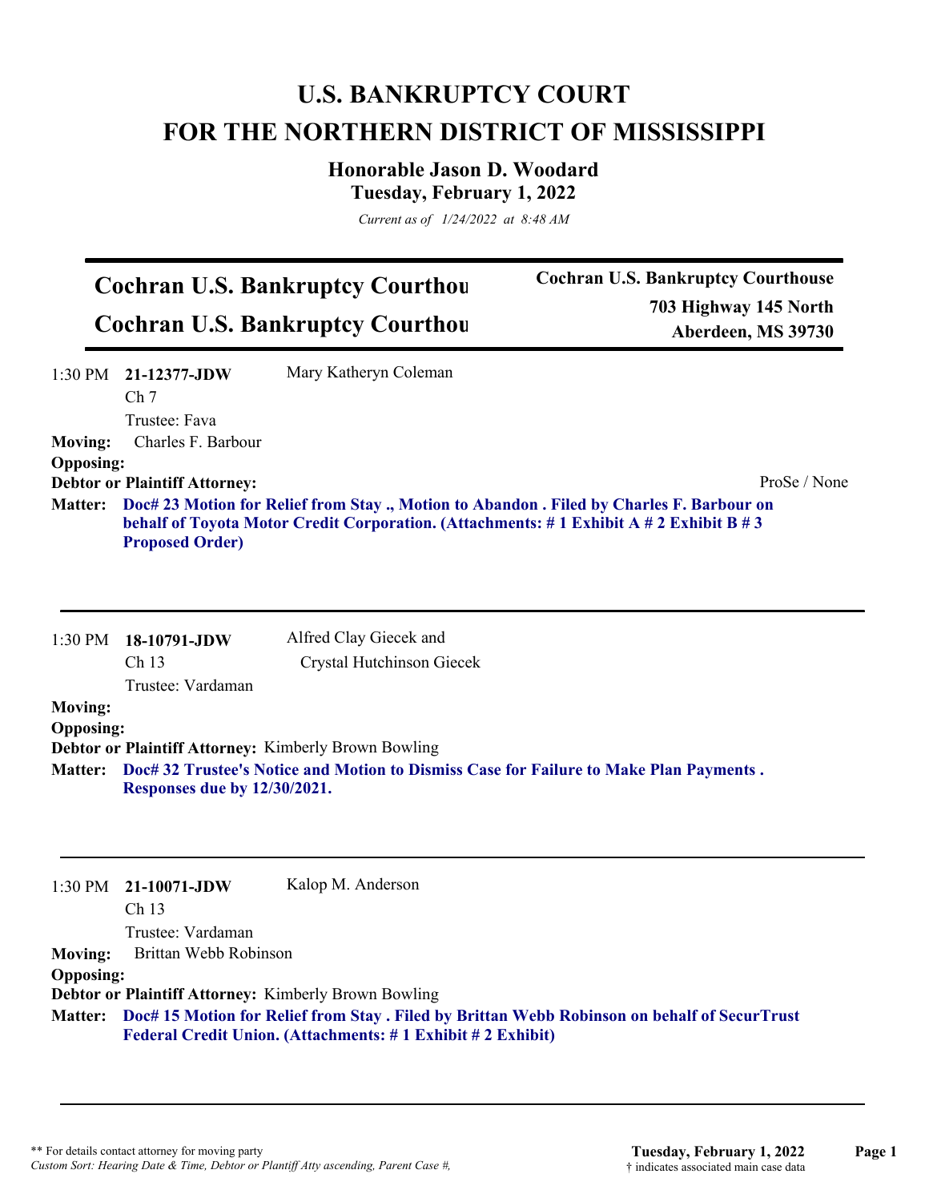# U.S. BANKRUPTCY COURT
# FOR THE NORTHERN DISTRICT OF MISSISSIPPI

## Honorable Jason D. Woodard
### Tuesday, February 1, 2022

*Current as of 1/24/2022 at 8:48 AM*

---

**Cochran U.S. Bankruptcy Courthou**
**Cochran U.S. Bankruptcy Courthou**

**Cochran U.S. Bankruptcy Courthouse**
**703 Highway 145 North**
**Aberdeen, MS 39730**

---

1:30 PM **21-12377-JDW** Mary Katheryn Coleman
Ch 7
Trustee: Fava

**Moving:** Charles F. Barbour
**Opposing:**
**Debtor or Plaintiff Attorney:** ProSe / None
**Matter:** **Doc# 23 Motion for Relief from Stay ., Motion to Abandon . Filed by Charles F. Barbour on behalf of Toyota Motor Credit Corporation. (Attachments: # 1 Exhibit A # 2 Exhibit B # 3 Proposed Order)**

---

1:30 PM **18-10791-JDW** Alfred Clay Giecek and Crystal Hutchinson Giecek
Ch 13
Trustee: Vardaman

**Moving:**
**Opposing:**
**Debtor or Plaintiff Attorney:** Kimberly Brown Bowling
**Matter:** **Doc# 32 Trustee's Notice and Motion to Dismiss Case for Failure to Make Plan Payments . Responses due by 12/30/2021.**

---

1:30 PM **21-10071-JDW** Kalop M. Anderson
Ch 13
Trustee: Vardaman

**Moving:** Brittan Webb Robinson
**Opposing:**
**Debtor or Plaintiff Attorney:** Kimberly Brown Bowling
**Matter:** **Doc# 15 Motion for Relief from Stay . Filed by Brittan Webb Robinson on behalf of SecurTrust Federal Credit Union. (Attachments: # 1 Exhibit # 2 Exhibit)**

---

** For details contact attorney for moving party
*Custom Sort: Hearing Date & Time, Debtor or Plantiff Atty ascending, Parent Case #,*

† indicates associated main case data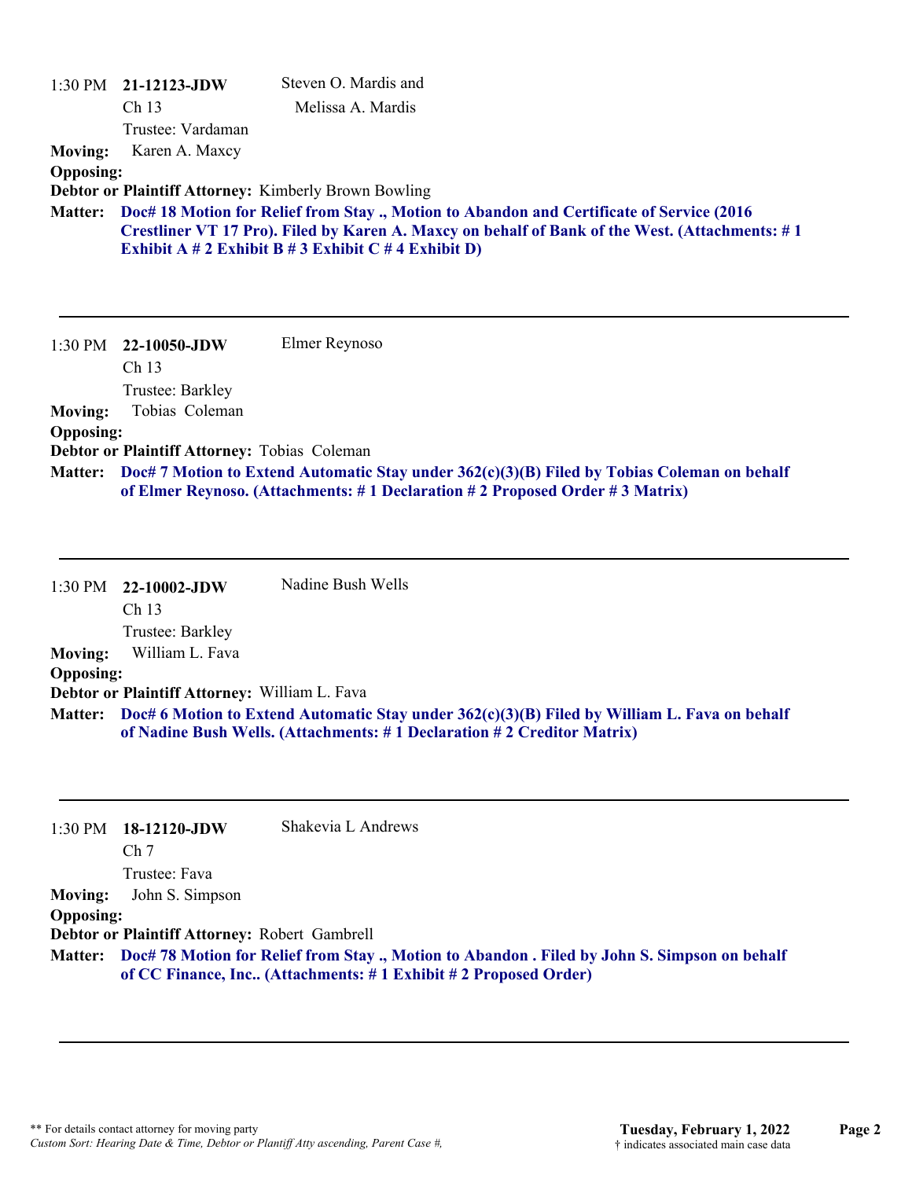1:30 PM **21-12123-JDW** Steven O. Mardis and Melissa A. Mardis
Ch 13
Trustee: Vardaman

**Moving:** Karen A. Maxcy
**Opposing:**
**Debtor or Plaintiff Attorney:** Kimberly Brown Bowling
**Matter:** **Doc# 18 Motion for Relief from Stay ., Motion to Abandon and Certificate of Service (2016 Crestliner VT 17 Pro). Filed by Karen A. Maxcy on behalf of Bank of the West. (Attachments: # 1 Exhibit A # 2 Exhibit B # 3 Exhibit C # 4 Exhibit D)**

---

1:30 PM **22-10050-JDW** Elmer Reynoso
Ch 13
Trustee: Barkley

**Moving:** Tobias Coleman
**Opposing:**
**Debtor or Plaintiff Attorney:** Tobias Coleman
**Matter:** **Doc# 7 Motion to Extend Automatic Stay under 362(c)(3)(B) Filed by Tobias Coleman on behalf of Elmer Reynoso. (Attachments: # 1 Declaration # 2 Proposed Order # 3 Matrix)**

---

1:30 PM **22-10002-JDW** Nadine Bush Wells
Ch 13
Trustee: Barkley

**Moving:** William L. Fava
**Opposing:**
**Debtor or Plaintiff Attorney:** William L. Fava
**Matter:** **Doc# 6 Motion to Extend Automatic Stay under 362(c)(3)(B) Filed by William L. Fava on behalf of Nadine Bush Wells. (Attachments: # 1 Declaration # 2 Creditor Matrix)**

---

1:30 PM **18-12120-JDW** Shakevia L Andrews
Ch 7
Trustee: Fava

**Moving:** John S. Simpson
**Opposing:**
**Debtor or Plaintiff Attorney:** Robert Gambrell
**Matter:** **Doc# 78 Motion for Relief from Stay ., Motion to Abandon . Filed by John S. Simpson on behalf of CC Finance, Inc.. (Attachments: # 1 Exhibit # 2 Proposed Order)**

---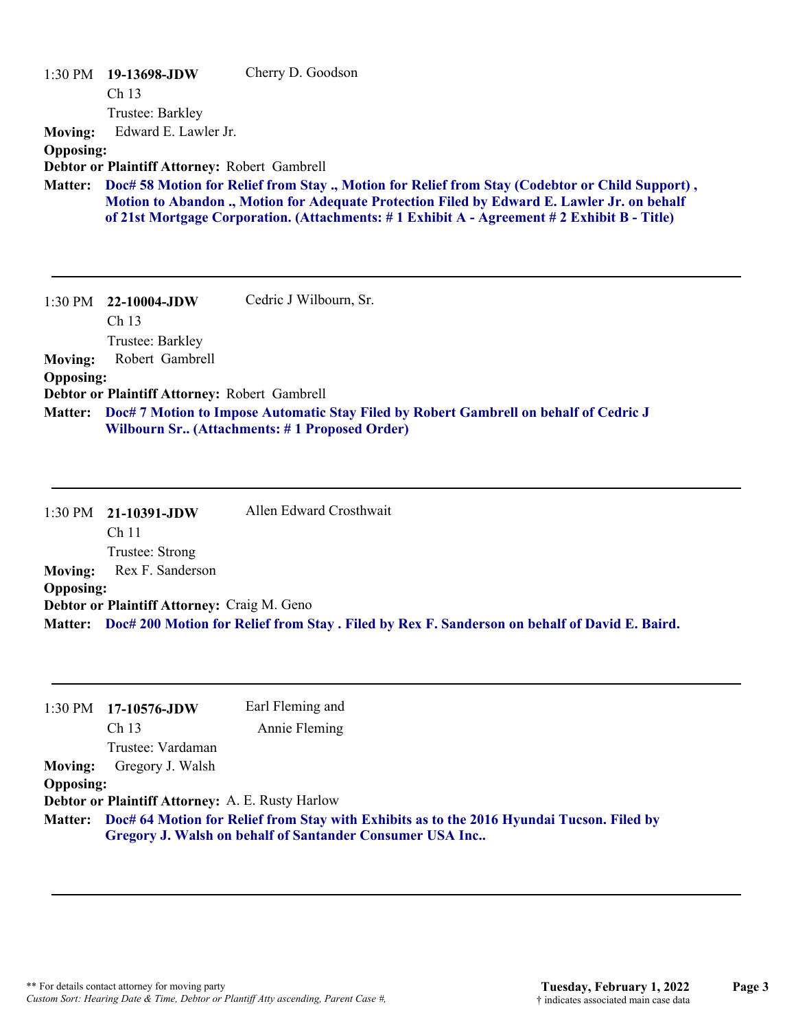1:30 PM **19-13698-JDW** Cherry D. Goodson
Ch 13
Trustee: Barkley

**Moving:** Edward E. Lawler Jr.
**Opposing:**
**Debtor or Plaintiff Attorney:** Robert Gambrell
**Matter:** **Doc# 58 Motion for Relief from Stay ., Motion for Relief from Stay (Codebtor or Child Support) , Motion to Abandon ., Motion for Adequate Protection Filed by Edward E. Lawler Jr. on behalf of 21st Mortgage Corporation. (Attachments: # 1 Exhibit A - Agreement # 2 Exhibit B - Title)**

---

1:30 PM **22-10004-JDW** Cedric J Wilbourn, Sr.
Ch 13
Trustee: Barkley

**Moving:** Robert Gambrell
**Opposing:**
**Debtor or Plaintiff Attorney:** Robert Gambrell
**Matter:** **Doc# 7 Motion to Impose Automatic Stay Filed by Robert Gambrell on behalf of Cedric J Wilbourn Sr.. (Attachments: # 1 Proposed Order)**

---

1:30 PM **21-10391-JDW** Allen Edward Crosthwait
Ch 11
Trustee: Strong

**Moving:** Rex F. Sanderson
**Opposing:**
**Debtor or Plaintiff Attorney:** Craig M. Geno
**Matter:** **Doc# 200 Motion for Relief from Stay . Filed by Rex F. Sanderson on behalf of David E. Baird.**

---

1:30 PM **17-10576-JDW** Earl Fleming and Annie Fleming
Ch 13
Trustee: Vardaman

**Moving:** Gregory J. Walsh
**Opposing:**
**Debtor or Plaintiff Attorney:** A. E. Rusty Harlow
**Matter:** **Doc# 64 Motion for Relief from Stay with Exhibits as to the 2016 Hyundai Tucson. Filed by Gregory J. Walsh on behalf of Santander Consumer USA Inc..**

---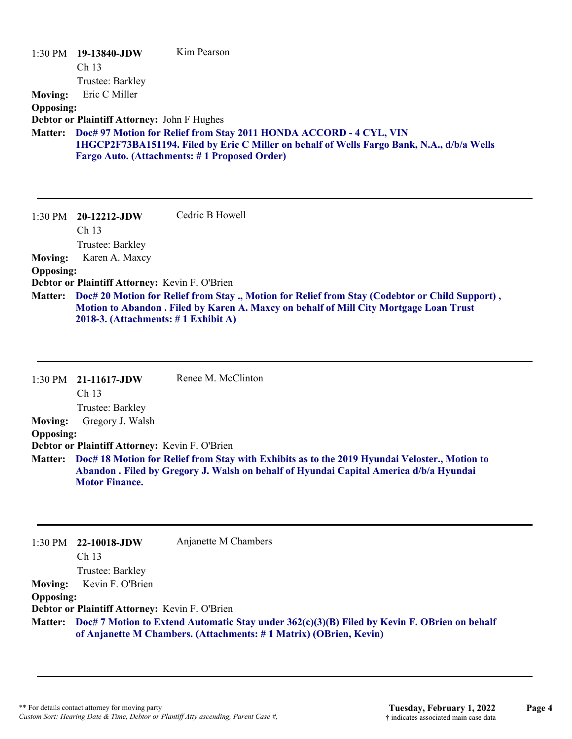1:30 PM **19-13840-JDW** Kim Pearson

Ch 13

Trustee: Barkley

**Moving:** Eric C Miller

**Opposing:**

**Debtor or Plaintiff Attorney:** John F Hughes

**Matter:** **Doc# 97 Motion for Relief from Stay 2011 HONDA ACCORD - 4 CYL, VIN 1HGCP2F73BA151194. Filed by Eric C Miller on behalf of Wells Fargo Bank, N.A., d/b/a Wells Fargo Auto. (Attachments: # 1 Proposed Order)**

---

1:30 PM **20-12212-JDW** Cedric B Howell

Ch 13

Trustee: Barkley

**Moving:** Karen A. Maxcy

**Opposing:**

**Debtor or Plaintiff Attorney:** Kevin F. O'Brien

**Matter:** **Doc# 20 Motion for Relief from Stay ., Motion for Relief from Stay (Codebtor or Child Support) , Motion to Abandon . Filed by Karen A. Maxcy on behalf of Mill City Mortgage Loan Trust 2018-3. (Attachments: # 1 Exhibit A)**

---

1:30 PM **21-11617-JDW** Renee M. McClinton

Ch 13

Trustee: Barkley

**Moving:** Gregory J. Walsh

**Opposing:**

**Debtor or Plaintiff Attorney:** Kevin F. O'Brien

**Matter:** **Doc# 18 Motion for Relief from Stay with Exhibits as to the 2019 Hyundai Veloster., Motion to Abandon . Filed by Gregory J. Walsh on behalf of Hyundai Capital America d/b/a Hyundai Motor Finance.**

---

1:30 PM **22-10018-JDW** Anjanette M Chambers

Ch 13

Trustee: Barkley

**Moving:** Kevin F. O'Brien

**Opposing:**

**Debtor or Plaintiff Attorney:** Kevin F. O'Brien

**Matter:** **Doc# 7 Motion to Extend Automatic Stay under 362(c)(3)(B) Filed by Kevin F. OBrien on behalf of Anjanette M Chambers. (Attachments: # 1 Matrix) (OBrien, Kevin)**

---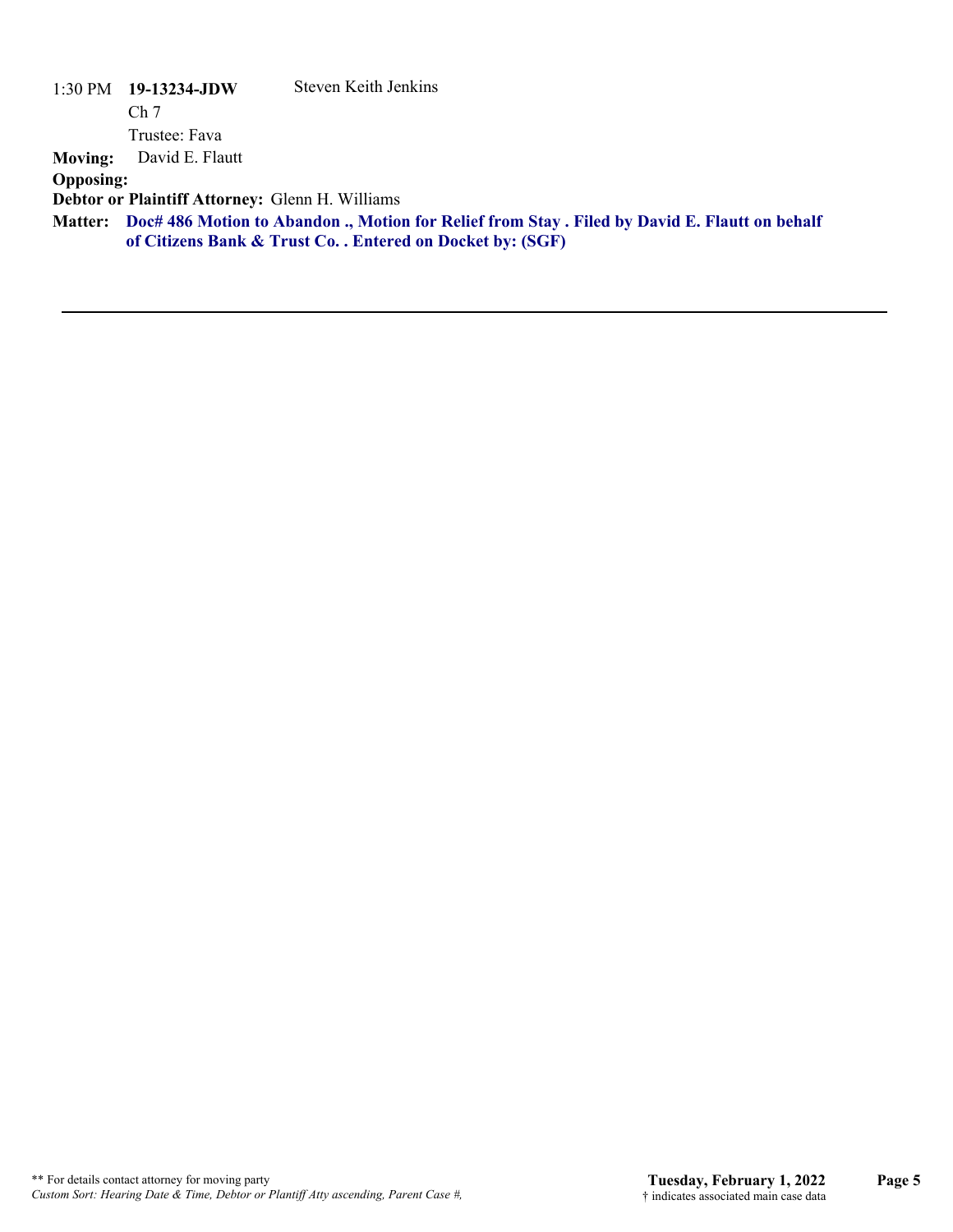1:30 PM **19-13234-JDW** Steven Keith Jenkins

Ch 7

Trustee: Fava

**Moving:** David E. Flautt

**Opposing:**

**Debtor or Plaintiff Attorney:** Glenn H. Williams

**Matter:** **Doc# 486 Motion to Abandon ., Motion for Relief from Stay . Filed by David E. Flautt on behalf of Citizens Bank & Trust Co. . Entered on Docket by: (SGF)**

---

** For details contact attorney for moving party

*Custom Sort: Hearing Date & Time, Debtor or Plantiff Atty ascending, Parent Case #,*

**Tuesday, February 1, 2022**

† indicates associated main case data